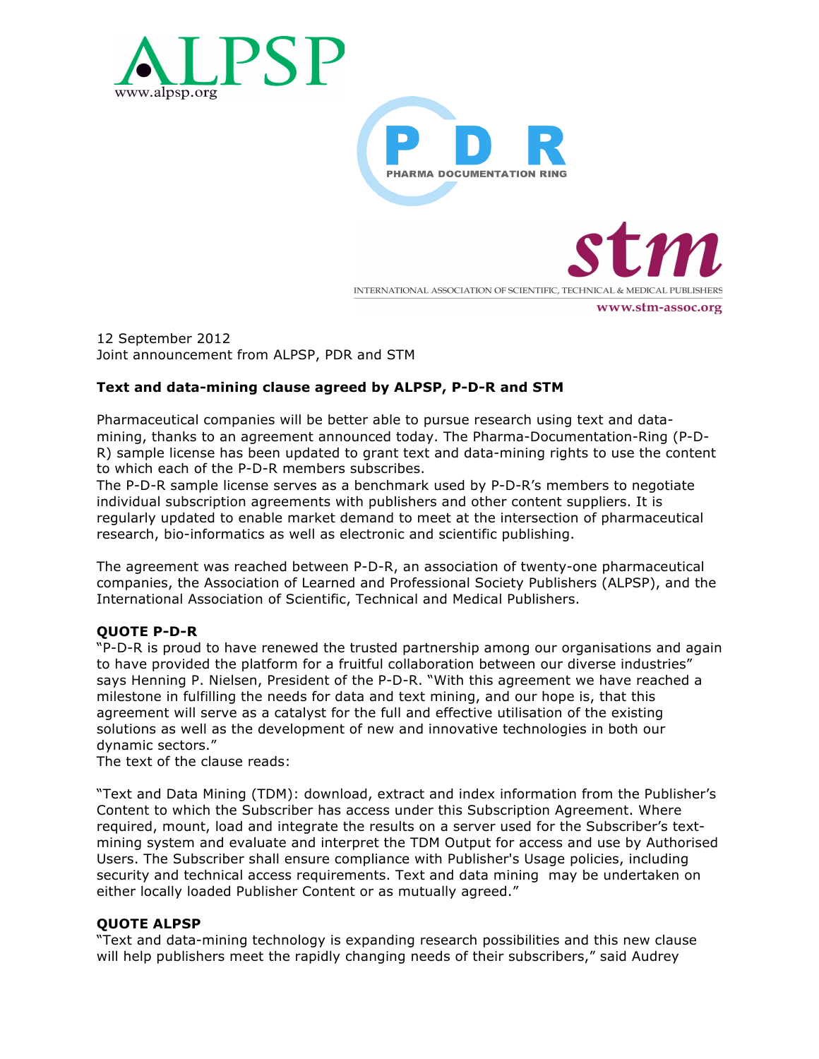ALPSP
www.alpsp.org

P D R
PHARMA DOCUMENTATION RING

stm
INTERNATIONAL ASSOCIATION OF SCIENTIFIC, TECHNICAL & MEDICAL PUBLISHERS
www.stm-assoc.org

12 September 2012
Joint announcement from ALPSP, PDR and STM

**Text and data-mining clause agreed by ALPSP, P-D-R and STM**

Pharmaceutical companies will be better able to pursue research using text and data-mining, thanks to an agreement announced today. The Pharma-Documentation-Ring (P-D-R) sample license has been updated to grant text and data-mining rights to use the content to which each of the P-D-R members subscribes.
The P-D-R sample license serves as a benchmark used by P-D-R's members to negotiate individual subscription agreements with publishers and other content suppliers. It is regularly updated to enable market demand to meet at the intersection of pharmaceutical research, bio-informatics as well as electronic and scientific publishing.

The agreement was reached between P-D-R, an association of twenty-one pharmaceutical companies, the Association of Learned and Professional Society Publishers (ALPSP), and the International Association of Scientific, Technical and Medical Publishers.

**QUOTE P-D-R**
"P-D-R is proud to have renewed the trusted partnership among our organisations and again to have provided the platform for a fruitful collaboration between our diverse industries" says Henning P. Nielsen, President of the P-D-R. "With this agreement we have reached a milestone in fulfilling the needs for data and text mining, and our hope is, that this agreement will serve as a catalyst for the full and effective utilisation of the existing solutions as well as the development of new and innovative technologies in both our dynamic sectors."
The text of the clause reads:

"Text and Data Mining (TDM): download, extract and index information from the Publisher's Content to which the Subscriber has access under this Subscription Agreement. Where required, mount, load and integrate the results on a server used for the Subscriber's text-mining system and evaluate and interpret the TDM Output for access and use by Authorised Users. The Subscriber shall ensure compliance with Publisher's Usage policies, including security and technical access requirements. Text and data mining may be undertaken on either locally loaded Publisher Content or as mutually agreed."

**QUOTE ALPSP**
"Text and data-mining technology is expanding research possibilities and this new clause will help publishers meet the rapidly changing needs of their subscribers," said Audrey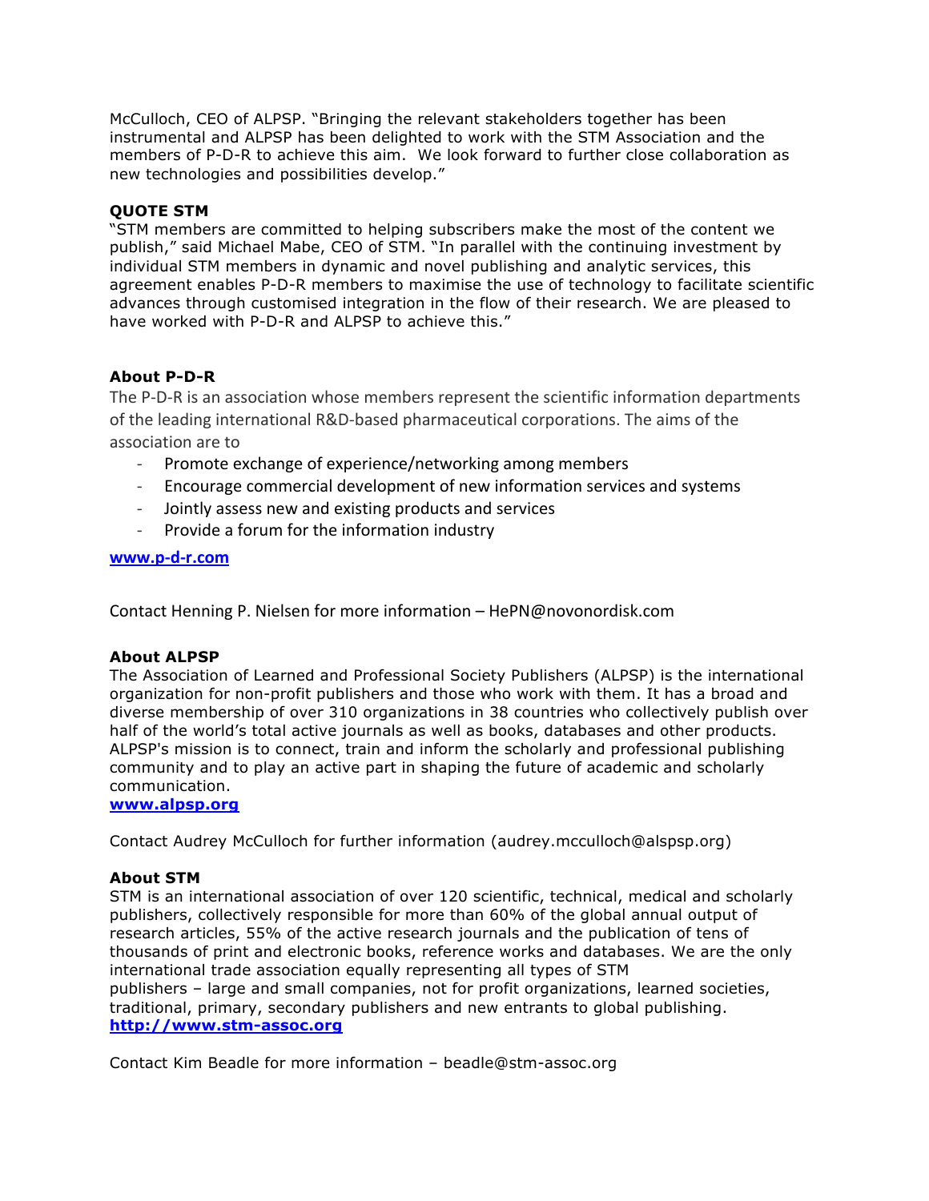McCulloch, CEO of ALPSP. "Bringing the relevant stakeholders together has been instrumental and ALPSP has been delighted to work with the STM Association and the members of P-D-R to achieve this aim. We look forward to further close collaboration as new technologies and possibilities develop."

**QUOTE STM**

"STM members are committed to helping subscribers make the most of the content we publish," said Michael Mabe, CEO of STM. "In parallel with the continuing investment by individual STM members in dynamic and novel publishing and analytic services, this agreement enables P-D-R members to maximise the use of technology to facilitate scientific advances through customised integration in the flow of their research. We are pleased to have worked with P-D-R and ALPSP to achieve this."

**About P-D-R**

The P-D-R is an association whose members represent the scientific information departments of the leading international R&D-based pharmaceutical corporations. The aims of the association are to

- Promote exchange of experience/networking among members
- Encourage commercial development of new information services and systems
- Jointly assess new and existing products and services
- Provide a forum for the information industry

**www.p-d-r.com**

Contact Henning P. Nielsen for more information – HePN@novonordisk.com

**About ALPSP**

The Association of Learned and Professional Society Publishers (ALPSP) is the international organization for non-profit publishers and those who work with them. It has a broad and diverse membership of over 310 organizations in 38 countries who collectively publish over half of the world's total active journals as well as books, databases and other products. ALPSP's mission is to connect, train and inform the scholarly and professional publishing community and to play an active part in shaping the future of academic and scholarly communication.

**www.alpsp.org**

Contact Audrey McCulloch for further information (audrey.mcculloch@alspsp.org)

**About STM**

STM is an international association of over 120 scientific, technical, medical and scholarly publishers, collectively responsible for more than 60% of the global annual output of research articles, 55% of the active research journals and the publication of tens of thousands of print and electronic books, reference works and databases. We are the only international trade association equally representing all types of STM publishers – large and small companies, not for profit organizations, learned societies, traditional, primary, secondary publishers and new entrants to global publishing.

**http://www.stm-assoc.org**

Contact Kim Beadle for more information – beadle@stm-assoc.org